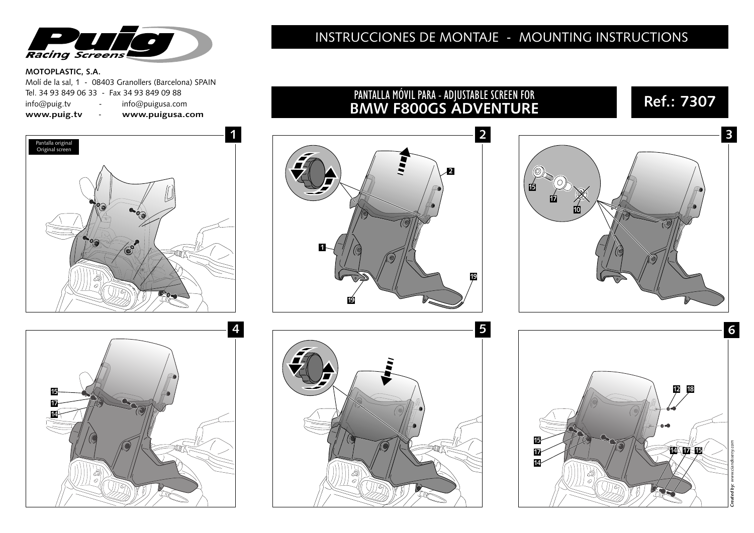Puig Racing Screens

**MOTOPLASTIC, S.A.**
Molí de la sal, 1 - 08403 Granollers (Barcelona) SPAIN
Tel. 34 93 849 06 33 - Fax 34 93 849 09 88
info@puig.tv - info@puigusa.com
**www.puig.tv** - **www.puigusa.com**

# INSTRUCCIONES DE MONTAJE - MOUNTING INSTRUCTIONS

## PANTALLA MÓVIL PARA - ADJUSTABLE SCREEN FOR BMW F800GS ADVENTURE

## Ref.: 7307

1

Pantalla original
Original screen

2

2
1
19
19

3

15
17
10

4

15
17
14

5

6

12 18
15
17
14
14 17 15

*Created by: www.ciandiseny.com*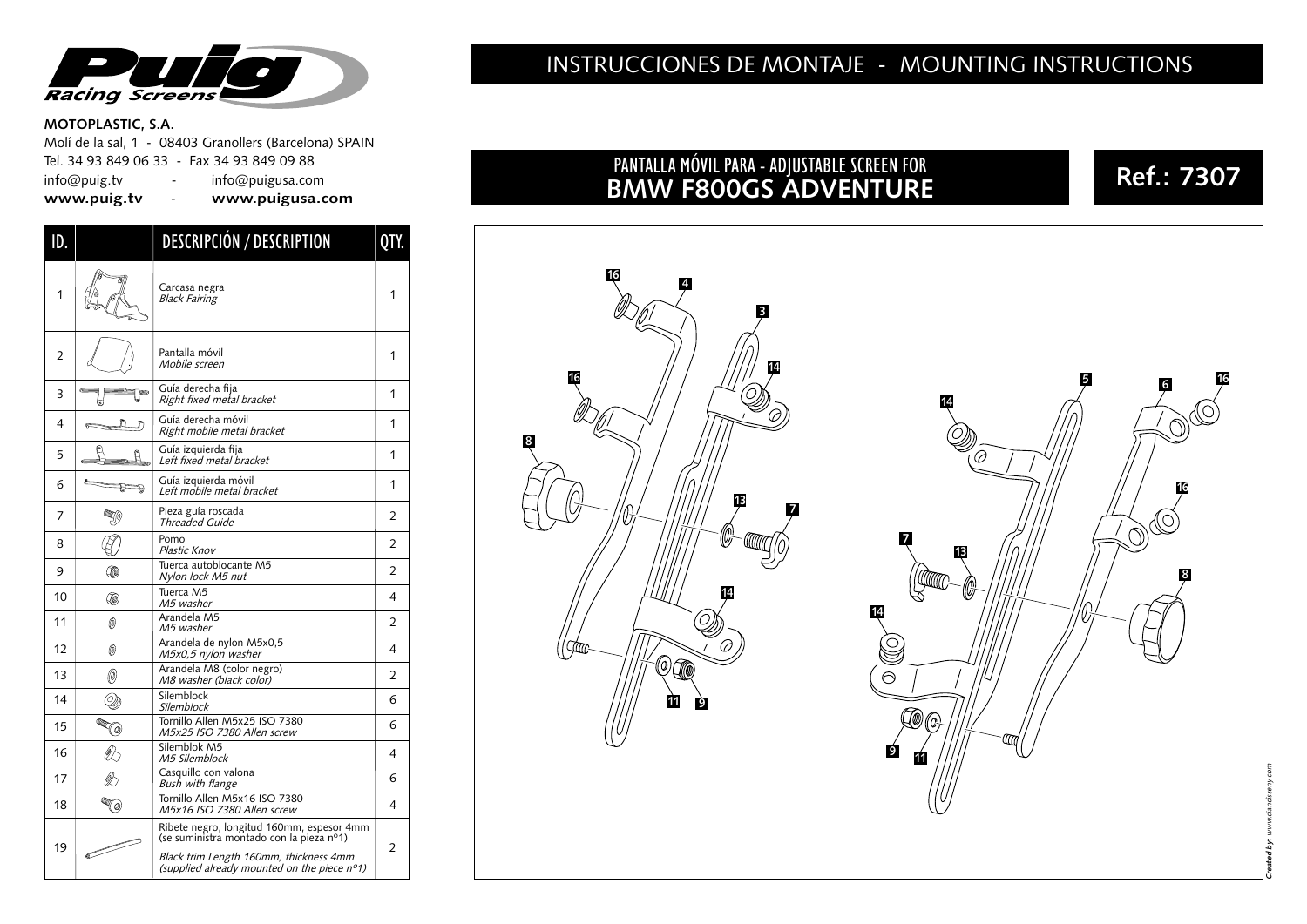**MOTOPLASTIC, S.A.**

Molí de la sal, 1 - 08403 Granollers (Barcelona) SPAIN
Tel. 34 93 849 06 33 - Fax 34 93 849 09 88
info@puig.tv - info@puigusa.com
**www.puig.tv** - **www.puigusa.com**

# INSTRUCCIONES DE MONTAJE - MOUNTING INSTRUCTIONS

## PANTALLA MÓVIL PARA - ADJUSTABLE SCREEN FOR BMW F800GS ADVENTURE

## Ref.: 7307

| ID. | | DESCRIPCIÓN / DESCRIPTION | QTY. |
|---|---|---|---|
| 1 | | Carcasa negra *Black Fairing* | 1 |
| 2 | | Pantalla móvil *Mobile screen* | 1 |
| 3 | | Guía derecha fija *Right fixed metal bracket* | 1 |
| 4 | | Guía derecha móvil *Right mobile metal bracket* | 1 |
| 5 | | Guía izquierda fija *Left fixed metal bracket* | 1 |
| 6 | | Guía izquierda móvil *Left mobile metal bracket* | 1 |
| 7 | | Pieza guía roscada *Threaded Guide* | 2 |
| 8 | | Pomo *Plastic Knov* | 2 |
| 9 | | Tuerca autoblocante M5 *Nylon lock M5 nut* | 2 |
| 10 | | Tuerca M5 *M5 washer* | 4 |
| 11 | | Arandela M5 *M5 washer* | 2 |
| 12 | | Arandela de nylon M5x0,5 *M5x0,5 nylon washer* | 4 |
| 13 | | Arandela M8 (color negro) *M8 washer (black color)* | 2 |
| 14 | | Silemblock *Silemblock* | 6 |
| 15 | | Tornillo Allen M5x25 ISO 7380 *M5x25 ISO 7380 Allen screw* | 6 |
| 16 | | Silemblok M5 *M5 Silemblock* | 4 |
| 17 | | Casquillo con valona *Bush with flange* | 6 |
| 18 | | Tornillo Allen M5x16 ISO 7380 *M5x16 ISO 7380 Allen screw* | 4 |
| 19 | | Ribete negro, longitud 160mm, espesor 4mm (se suministra montado con la pieza nº1) *Black trim Length 160mm, thickness 4mm (supplied already mounted on the piece nº1)* | 2 |

16 4 3 14 16 8 13 7 14 11 9

5 6 16 14 16 8 7 13 14 9 11

*Created by: www.ciandiseny.com*